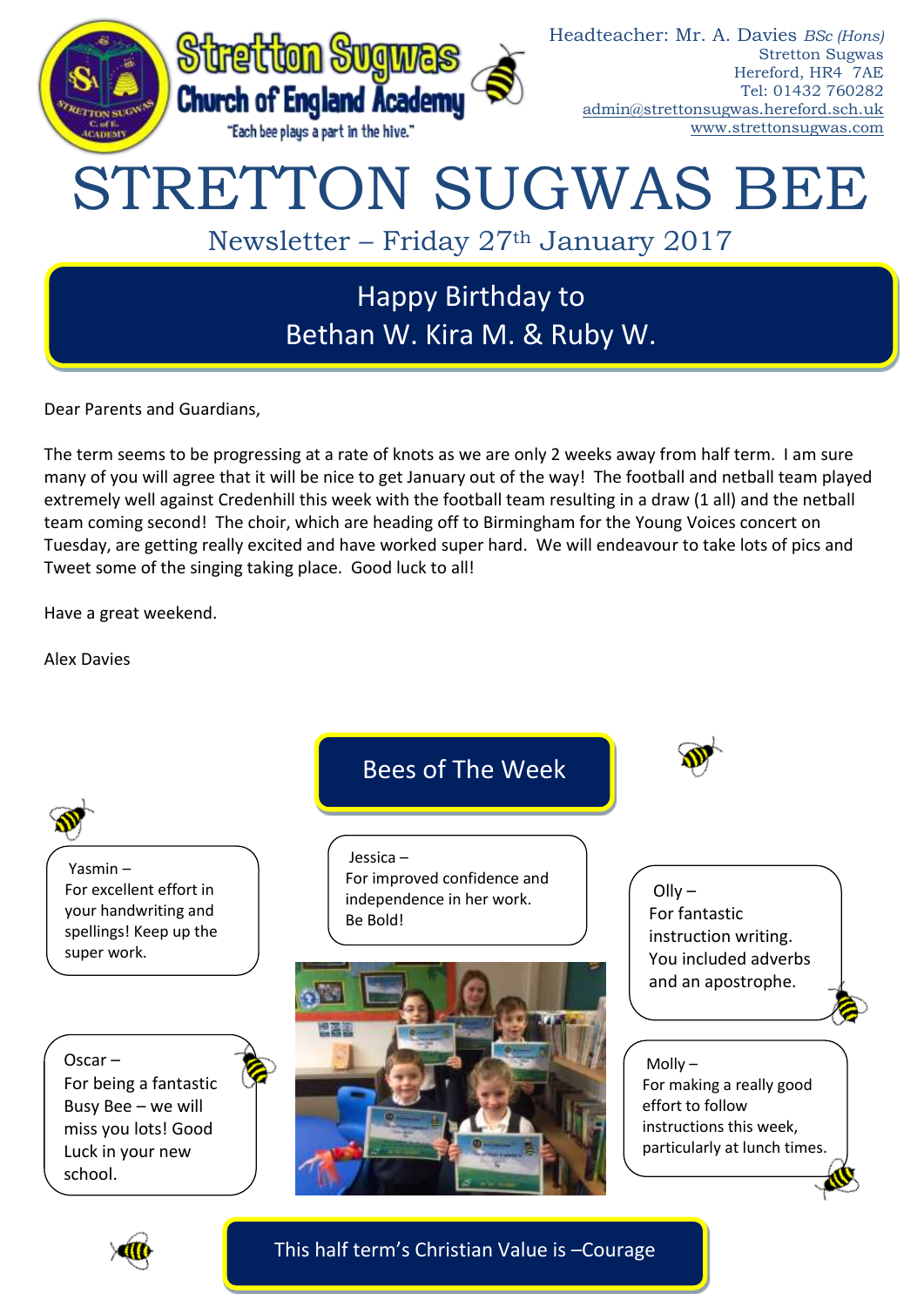Stretton Sugwas Church of England Academy

"Each bee plays a part in the hive."

Headteacher: Mr. A. Davies *BSc (Hons)*
Stretton Sugwas
Hereford, HR4 7AE
Tel: 01432 760282
admin@strettonsugwas.hereford.sch.uk
www.strettonsugwas.com

# STRETTON SUGWAS BEE

## Newsletter – Friday 27th January 2017

**Happy Birthday to**
**Bethan W. Kira M. & Ruby W.**

Dear Parents and Guardians,

The term seems to be progressing at a rate of knots as we are only 2 weeks away from half term. I am sure many of you will agree that it will be nice to get January out of the way! The football and netball team played extremely well against Credenhill this week with the football team resulting in a draw (1 all) and the netball team coming second! The choir, which are heading off to Birmingham for the Young Voices concert on Tuesday, are getting really excited and have worked super hard. We will endeavour to take lots of pics and Tweet some of the singing taking place. Good luck to all!

Have a great weekend.

Alex Davies

## Bees of The Week

Yasmin – For excellent effort in your handwriting and spellings! Keep up the super work.

Jessica – For improved confidence and independence in her work. Be Bold!

Olly – For fantastic instruction writing. You included adverbs and an apostrophe.

Oscar – For being a fantastic Busy Bee – we will miss you lots! Good Luck in your new school.

Molly – For making a really good effort to follow instructions this week, particularly at lunch times.

**This half term's Christian Value is –Courage**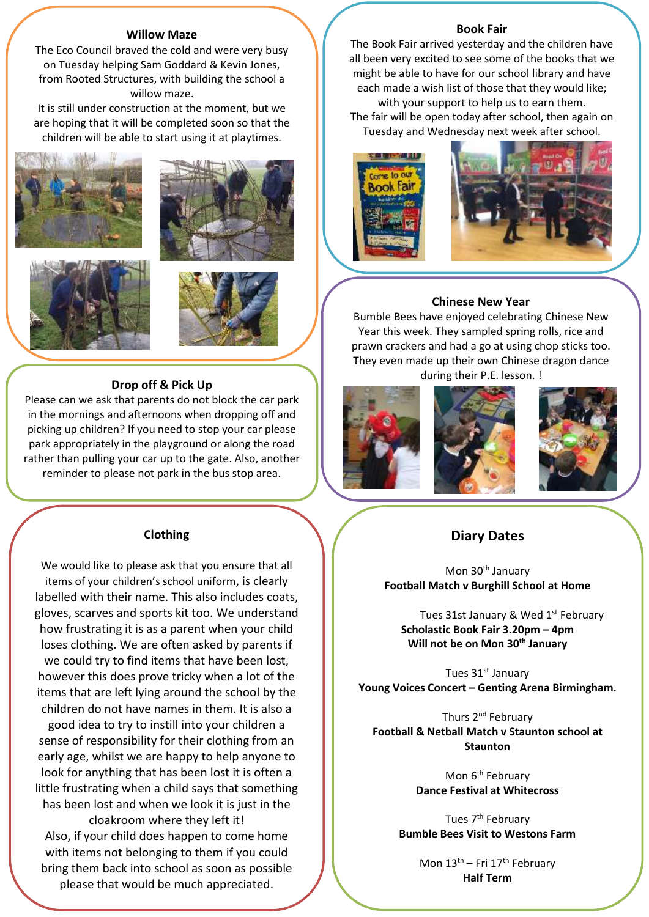## Willow Maze

The Eco Council braved the cold and were very busy on Tuesday helping Sam Goddard & Kevin Jones, from Rooted Structures, with building the school a willow maze.

It is still under construction at the moment, but we are hoping that it will be completed soon so that the children will be able to start using it at playtimes.

## Book Fair

The Book Fair arrived yesterday and the children have all been very excited to see some of the books that we might be able to have for our school library and have each made a wish list of those that they would like; with your support to help us to earn them.

The fair will be open today after school, then again on Tuesday and Wednesday next week after school.

## Chinese New Year

Bumble Bees have enjoyed celebrating Chinese New Year this week. They sampled spring rolls, rice and prawn crackers and had a go at using chop sticks too. They even made up their own Chinese dragon dance during their P.E. lesson. !

## Drop off & Pick Up

Please can we ask that parents do not block the car park in the mornings and afternoons when dropping off and picking up children? If you need to stop your car please park appropriately in the playground or along the road rather than pulling your car up to the gate. Also, another reminder to please not park in the bus stop area.

## Clothing

We would like to please ask that you ensure that all items of your children's school uniform, is clearly labelled with their name. This also includes coats, gloves, scarves and sports kit too. We understand how frustrating it is as a parent when your child loses clothing. We are often asked by parents if we could try to find items that have been lost, however this does prove tricky when a lot of the items that are left lying around the school by the children do not have names in them. It is also a good idea to try to instill into your children a sense of responsibility for their clothing from an early age, whilst we are happy to help anyone to look for anything that has been lost it is often a little frustrating when a child says that something has been lost and when we look it is just in the cloakroom where they left it!

Also, if your child does happen to come home with items not belonging to them if you could bring them back into school as soon as possible please that would be much appreciated.

## Diary Dates

Mon 30th January
**Football Match v Burghill School at Home**

Tues 31st January & Wed 1st February
**Scholastic Book Fair 3.20pm – 4pm**
**Will not be on Mon 30th January**

Tues 31st January
**Young Voices Concert – Genting Arena Birmingham.**

Thurs 2nd February
**Football & Netball Match v Staunton school at Staunton**

Mon 6th February
**Dance Festival at Whitecross**

Tues 7th February
**Bumble Bees Visit to Westons Farm**

Mon 13th – Fri 17th February
**Half Term**